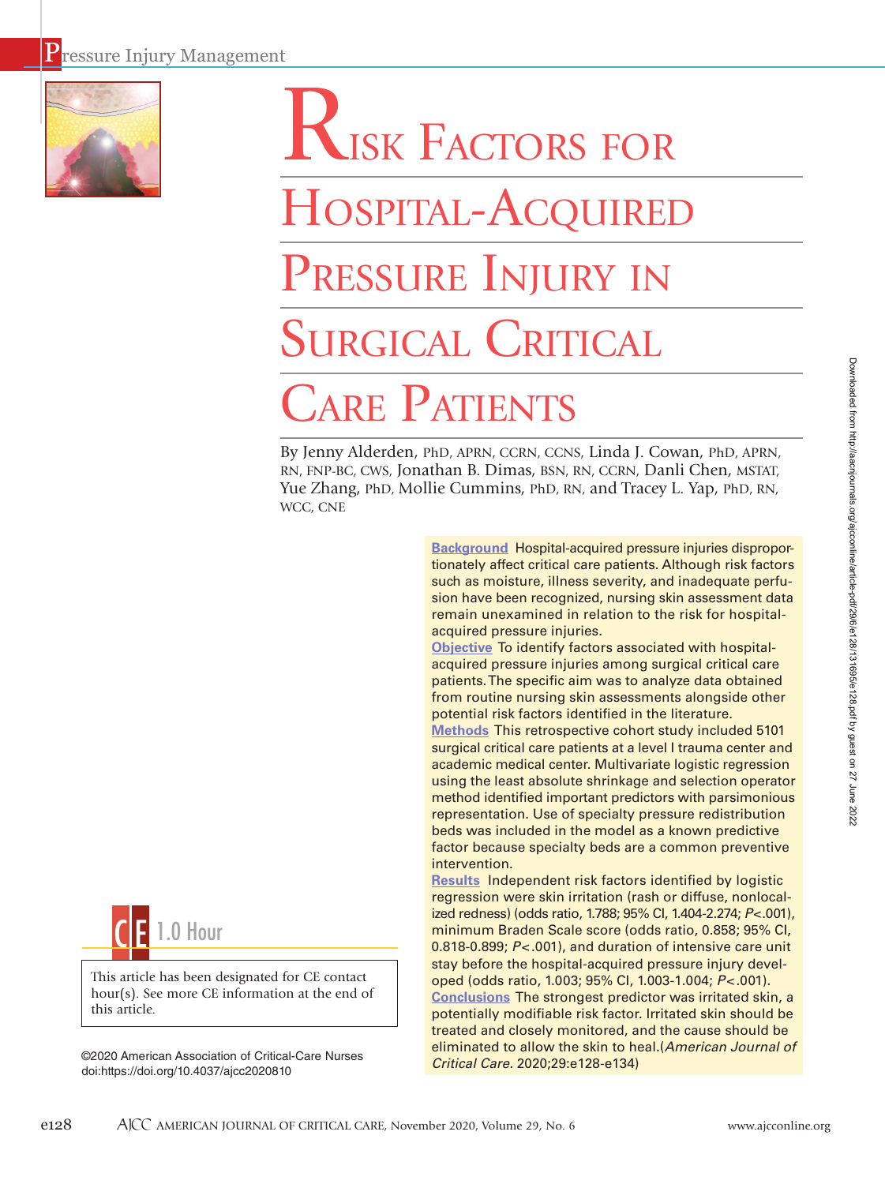# Risk Factors for Hospital-Acquired Pressure Injury in Surgical Critical Care Patients

By Jenny Alderden, PhD, APRN, CCRN, CCNS, Linda J. Cowan, PhD, APRN, RN, FNP-BC, CWS, Jonathan B. Dimas, BSN, RN, CCRN, Danli Chen, MSTAT, Yue Zhang, PhD, Mollie Cummins, PhD, RN, and Tracey L. Yap, PhD, RN, WCC, CNE

**Background** Hospital-acquired pressure injuries disproportionately affect critical care patients. Although risk factors such as moisture, illness severity, and inadequate perfusion have been recognized, nursing skin assessment data remain unexamined in relation to the risk for hospital-acquired pressure injuries.

**Objective** To identify factors associated with hospital-acquired pressure injuries among surgical critical care patients. The specific aim was to analyze data obtained from routine nursing skin assessments alongside other potential risk factors identified in the literature.

**Methods** This retrospective cohort study included 5101 surgical critical care patients at a level I trauma center and academic medical center. Multivariate logistic regression using the least absolute shrinkage and selection operator method identified important predictors with parsimonious representation. Use of specialty pressure redistribution beds was included in the model as a known predictive factor because specialty beds are a common preventive intervention.

**Results** Independent risk factors identified by logistic regression were skin irritation (rash or diffuse, nonlocalized redness) (odds ratio, 1.788; 95% CI, 1.404-2.274; $P<.001$), minimum Braden Scale score (odds ratio, 0.858; 95% CI, 0.818-0.899; $P<.001$), and duration of intensive care unit stay before the hospital-acquired pressure injury developed (odds ratio, 1.003; 95% CI, 1.003-1.004; $P<.001$).

**Conclusions** The strongest predictor was irritated skin, a potentially modifiable risk factor. Irritated skin should be treated and closely monitored, and the cause should be eliminated to allow the skin to heal. (*American Journal of Critical Care.* 2020;29:e128-e134)

**CE 1.0 Hour**

This article has been designated for CE contact hour(s). See more CE information at the end of this article.

©2020 American Association of Critical-Care Nurses
doi:https://doi.org/10.4037/ajcc2020810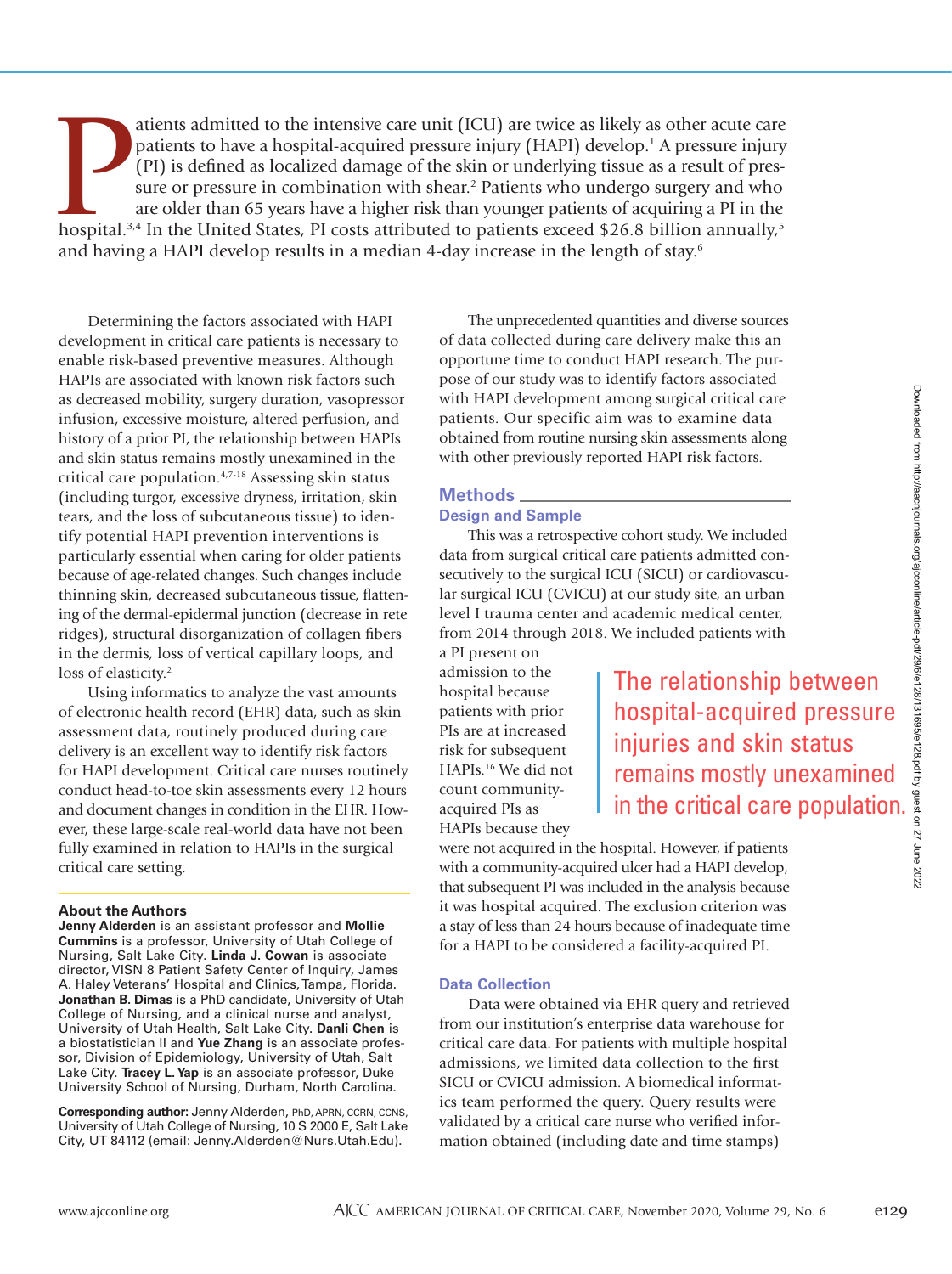Patients admitted to the intensive care unit (ICU) are twice as likely as other acute care patients to have a hospital-acquired pressure injury (HAPI) develop.[1] A pressure injury (PI) is defined as localized damage of the skin or underlying tissue as a result of pressure or pressure in combination with shear.[2] Patients who undergo surgery and who are older than 65 years have a higher risk than younger patients of acquiring a PI in the hospital.[3,4] In the United States, PI costs attributed to patients exceed $26.8 billion annually,[5] and having a HAPI develop results in a median 4-day increase in the length of stay.[6]

Determining the factors associated with HAPI development in critical care patients is necessary to enable risk-based preventive measures. Although HAPIs are associated with known risk factors such as decreased mobility, surgery duration, vasopressor infusion, excessive moisture, altered perfusion, and history of a prior PI, the relationship between HAPIs and skin status remains mostly unexamined in the critical care population.[4,7-18] Assessing skin status (including turgor, excessive dryness, irritation, skin tears, and the loss of subcutaneous tissue) to identify potential HAPI prevention interventions is particularly essential when caring for older patients because of age-related changes. Such changes include thinning skin, decreased subcutaneous tissue, flattening of the dermal-epidermal junction (decrease in rete ridges), structural disorganization of collagen fibers in the dermis, loss of vertical capillary loops, and loss of elasticity.[2]

Using informatics to analyze the vast amounts of electronic health record (EHR) data, such as skin assessment data, routinely produced during care delivery is an excellent way to identify risk factors for HAPI development. Critical care nurses routinely conduct head-to-toe skin assessments every 12 hours and document changes in condition in the EHR. However, these large-scale real-world data have not been fully examined in relation to HAPIs in the surgical critical care setting.

The unprecedented quantities and diverse sources of data collected during care delivery make this an opportune time to conduct HAPI research. The purpose of our study was to identify factors associated with HAPI development among surgical critical care patients. Our specific aim was to examine data obtained from routine nursing skin assessments along with other previously reported HAPI risk factors.

## Methods

### Design and Sample

This was a retrospective cohort study. We included data from surgical critical care patients admitted consecutively to the surgical ICU (SICU) or cardiovascular surgical ICU (CVICU) at our study site, an urban level I trauma center and academic medical center, from 2014 through 2018. We included patients with a PI present on admission to the hospital because patients with prior PIs are at increased risk for subsequent HAPIs.[16] We did not count community-acquired PIs as HAPIs because they were not acquired in the hospital. However, if patients with a community-acquired ulcer had a HAPI develop, that subsequent PI was included in the analysis because it was hospital acquired. The exclusion criterion was a stay of less than 24 hours because of inadequate time for a HAPI to be considered a facility-acquired PI.

> The relationship between hospital-acquired pressure injuries and skin status remains mostly unexamined in the critical care population.

### Data Collection

Data were obtained via EHR query and retrieved from our institution's enterprise data warehouse for critical care data. For patients with multiple hospital admissions, we limited data collection to the first SICU or CVICU admission. A biomedical informatics team performed the query. Query results were validated by a critical care nurse who verified information obtained (including date and time stamps)

---

**About the Authors**

**Jenny Alderden** is an assistant professor and **Mollie Cummins** is a professor, University of Utah College of Nursing, Salt Lake City. **Linda J. Cowan** is associate director, VISN 8 Patient Safety Center of Inquiry, James A. Haley Veterans' Hospital and Clinics, Tampa, Florida. **Jonathan B. Dimas** is a PhD candidate, University of Utah College of Nursing, and a clinical nurse and analyst, University of Utah Health, Salt Lake City. **Danli Chen** is a biostatistician II and **Yue Zhang** is an associate professor, Division of Epidemiology, University of Utah, Salt Lake City. **Tracey L. Yap** is an associate professor, Duke University School of Nursing, Durham, North Carolina.

**Corresponding author:** Jenny Alderden, PhD, APRN, CCRN, CCNS, University of Utah College of Nursing, 10 S 2000 E, Salt Lake City, UT 84112 (email: Jenny.Alderden@Nurs.Utah.Edu).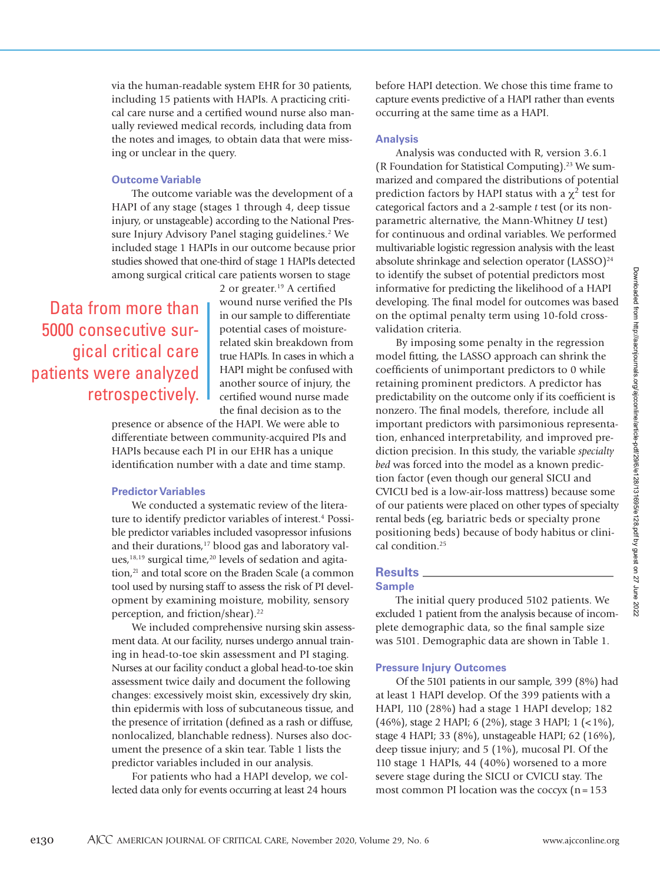via the human-readable system EHR for 30 patients, including 15 patients with HAPIs. A practicing critical care nurse and a certified wound nurse also manually reviewed medical records, including data from the notes and images, to obtain data that were missing or unclear in the query.

### Outcome Variable

The outcome variable was the development of a HAPI of any stage (stages 1 through 4, deep tissue injury, or unstageable) according to the National Pressure Injury Advisory Panel staging guidelines.[2] We included stage 1 HAPIs in our outcome because prior studies showed that one-third of stage 1 HAPIs detected among surgical critical care patients worsen to stage 2 or greater.[19] A certified wound nurse verified the PIs in our sample to differentiate potential cases of moisture-related skin breakdown from true HAPIs. In cases in which a HAPI might be confused with another source of injury, the certified wound nurse made the final decision as to the presence or absence of the HAPI. We were able to differentiate between community-acquired PIs and HAPIs because each PI in our EHR has a unique identification number with a date and time stamp.

> Data from more than 5000 consecutive surgical critical care patients were analyzed retrospectively.

### Predictor Variables

We conducted a systematic review of the literature to identify predictor variables of interest.[4] Possible predictor variables included vasopressor infusions and their durations,[17] blood gas and laboratory values,[18,19] surgical time,[20] levels of sedation and agitation,[21] and total score on the Braden Scale (a common tool used by nursing staff to assess the risk of PI development by examining moisture, mobility, sensory perception, and friction/shear).[22]

We included comprehensive nursing skin assessment data. At our facility, nurses undergo annual training in head-to-toe skin assessment and PI staging. Nurses at our facility conduct a global head-to-toe skin assessment twice daily and document the following changes: excessively moist skin, excessively dry skin, thin epidermis with loss of subcutaneous tissue, and the presence of irritation (defined as a rash or diffuse, nonlocalized, blanchable redness). Nurses also document the presence of a skin tear. Table 1 lists the predictor variables included in our analysis.

For patients who had a HAPI develop, we collected data only for events occurring at least 24 hours before HAPI detection. We chose this time frame to capture events predictive of a HAPI rather than events occurring at the same time as a HAPI.

### Analysis

Analysis was conducted with R, version 3.6.1 (R Foundation for Statistical Computing).[23] We summarized and compared the distributions of potential prediction factors by HAPI status with a $\chi^2$ test for categorical factors and a 2-sample *t* test (or its nonparametric alternative, the Mann-Whitney *U* test) for continuous and ordinal variables. We performed multivariable logistic regression analysis with the least absolute shrinkage and selection operator (LASSO)[24] to identify the subset of potential predictors most informative for predicting the likelihood of a HAPI developing. The final model for outcomes was based on the optimal penalty term using 10-fold cross-validation criteria.

By imposing some penalty in the regression model fitting, the LASSO approach can shrink the coefficients of unimportant predictors to 0 while retaining prominent predictors. A predictor has predictability on the outcome only if its coefficient is nonzero. The final models, therefore, include all important predictors with parsimonious representation, enhanced interpretability, and improved prediction precision. In this study, the variable *specialty bed* was forced into the model as a known prediction factor (even though our general SICU and CVICU bed is a low-air-loss mattress) because some of our patients were placed on other types of specialty rental beds (eg, bariatric beds or specialty prone positioning beds) because of body habitus or clinical condition.[25]

## Results

### Sample

The initial query produced 5102 patients. We excluded 1 patient from the analysis because of incomplete demographic data, so the final sample size was 5101. Demographic data are shown in Table 1.

### Pressure Injury Outcomes

Of the 5101 patients in our sample, 399 (8%) had at least 1 HAPI develop. Of the 399 patients with a HAPI, 110 (28%) had a stage 1 HAPI develop; 182 (46%), stage 2 HAPI; 6 (2%), stage 3 HAPI; 1 (<1%), stage 4 HAPI; 33 (8%), unstageable HAPI; 62 (16%), deep tissue injury; and 5 (1%), mucosal PI. Of the 110 stage 1 HAPIs, 44 (40%) worsened to a more severe stage during the SICU or CVICU stay. The most common PI location was the coccyx (n = 153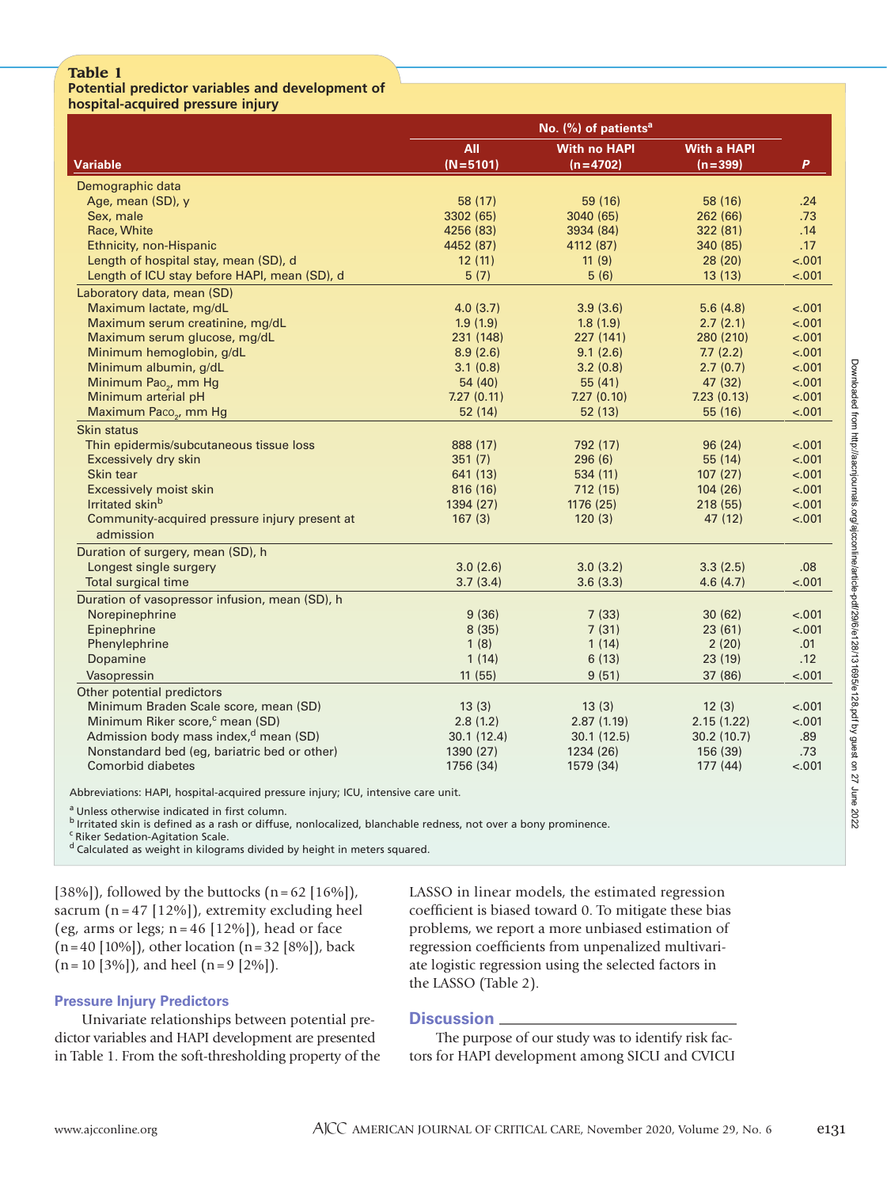**Table 1**
**Potential predictor variables and development of hospital-acquired pressure injury**

| Variable | No. (%) of patients[a] | | | |
|---|---|---|---|---|
| | All (N=5101) | With no HAPI (n=4702) | With a HAPI (n=399) | *P* |
| **Demographic data** | | | | |
| Age, mean (SD), y | 58 (17) | 59 (16) | 58 (16) | .24 |
| Sex, male | 3302 (65) | 3040 (65) | 262 (66) | .73 |
| Race, White | 4256 (83) | 3934 (84) | 322 (81) | .14 |
| Ethnicity, non-Hispanic | 4452 (87) | 4112 (87) | 340 (85) | .17 |
| Length of hospital stay, mean (SD), d | 12 (11) | 11 (9) | 28 (20) | <.001 |
| Length of ICU stay before HAPI, mean (SD), d | 5 (7) | 5 (6) | 13 (13) | <.001 |
| **Laboratory data, mean (SD)** | | | | |
| Maximum lactate, mg/dL | 4.0 (3.7) | 3.9 (3.6) | 5.6 (4.8) | <.001 |
| Maximum serum creatinine, mg/dL | 1.9 (1.9) | 1.8 (1.9) | 2.7 (2.1) | <.001 |
| Maximum serum glucose, mg/dL | 231 (148) | 227 (141) | 280 (210) | <.001 |
| Minimum hemoglobin, g/dL | 8.9 (2.6) | 9.1 (2.6) | 7.7 (2.2) | <.001 |
| Minimum albumin, g/dL | 3.1 (0.8) | 3.2 (0.8) | 2.7 (0.7) | <.001 |
| Minimum $Pao_2$, mm Hg | 54 (40) | 55 (41) | 47 (32) | <.001 |
| Minimum arterial pH | 7.27 (0.11) | 7.27 (0.10) | 7.23 (0.13) | <.001 |
| Maximum $Paco_2$, mm Hg | 52 (14) | 52 (13) | 55 (16) | <.001 |
| **Skin status** | | | | |
| Thin epidermis/subcutaneous tissue loss | 888 (17) | 792 (17) | 96 (24) | <.001 |
| Excessively dry skin | 351 (7) | 296 (6) | 55 (14) | <.001 |
| Skin tear | 641 (13) | 534 (11) | 107 (27) | <.001 |
| Excessively moist skin | 816 (16) | 712 (15) | 104 (26) | <.001 |
| Irritated skin[b] | 1394 (27) | 1176 (25) | 218 (55) | <.001 |
| Community-acquired pressure injury present at admission | 167 (3) | 120 (3) | 47 (12) | <.001 |
| **Duration of surgery, mean (SD), h** | | | | |
| Longest single surgery | 3.0 (2.6) | 3.0 (3.2) | 3.3 (2.5) | .08 |
| Total surgical time | 3.7 (3.4) | 3.6 (3.3) | 4.6 (4.7) | <.001 |
| **Duration of vasopressor infusion, mean (SD), h** | | | | |
| Norepinephrine | 9 (36) | 7 (33) | 30 (62) | <.001 |
| Epinephrine | 8 (35) | 7 (31) | 23 (61) | <.001 |
| Phenylephrine | 1 (8) | 1 (14) | 2 (20) | .01 |
| Dopamine | 1 (14) | 6 (13) | 23 (19) | .12 |
| Vasopressin | 11 (55) | 9 (51) | 37 (86) | <.001 |
| **Other potential predictors** | | | | |
| Minimum Braden Scale score, mean (SD) | 13 (3) | 13 (3) | 12 (3) | <.001 |
| Minimum Riker score,[c] mean (SD) | 2.8 (1.2) | 2.87 (1.19) | 2.15 (1.22) | <.001 |
| Admission body mass index,[d] mean (SD) | 30.1 (12.4) | 30.1 (12.5) | 30.2 (10.7) | .89 |
| Nonstandard bed (eg, bariatric bed or other) | 1390 (27) | 1234 (26) | 156 (39) | .73 |
| Comorbid diabetes | 1756 (34) | 1579 (34) | 177 (44) | <.001 |

Abbreviations: HAPI, hospital-acquired pressure injury; ICU, intensive care unit.

[a] Unless otherwise indicated in first column.
[b] Irritated skin is defined as a rash or diffuse, nonlocalized, blanchable redness, not over a bony prominence.
[c] Riker Sedation-Agitation Scale.
[d] Calculated as weight in kilograms divided by height in meters squared.

[38%]), followed by the buttocks (n = 62 [16%]), sacrum (n = 47 [12%]), extremity excluding heel (eg, arms or legs; n = 46 [12%]), head or face (n = 40 [10%]), other location (n = 32 [8%]), back (n = 10 [3%]), and heel (n = 9 [2%]).

### Pressure Injury Predictors

Univariate relationships between potential predictor variables and HAPI development are presented in Table 1. From the soft-thresholding property of the LASSO in linear models, the estimated regression coefficient is biased toward 0. To mitigate these bias problems, we report a more unbiased estimation of regression coefficients from unpenalized multivariate logistic regression using the selected factors in the LASSO (Table 2).

## Discussion

The purpose of our study was to identify risk factors for HAPI development among SICU and CVICU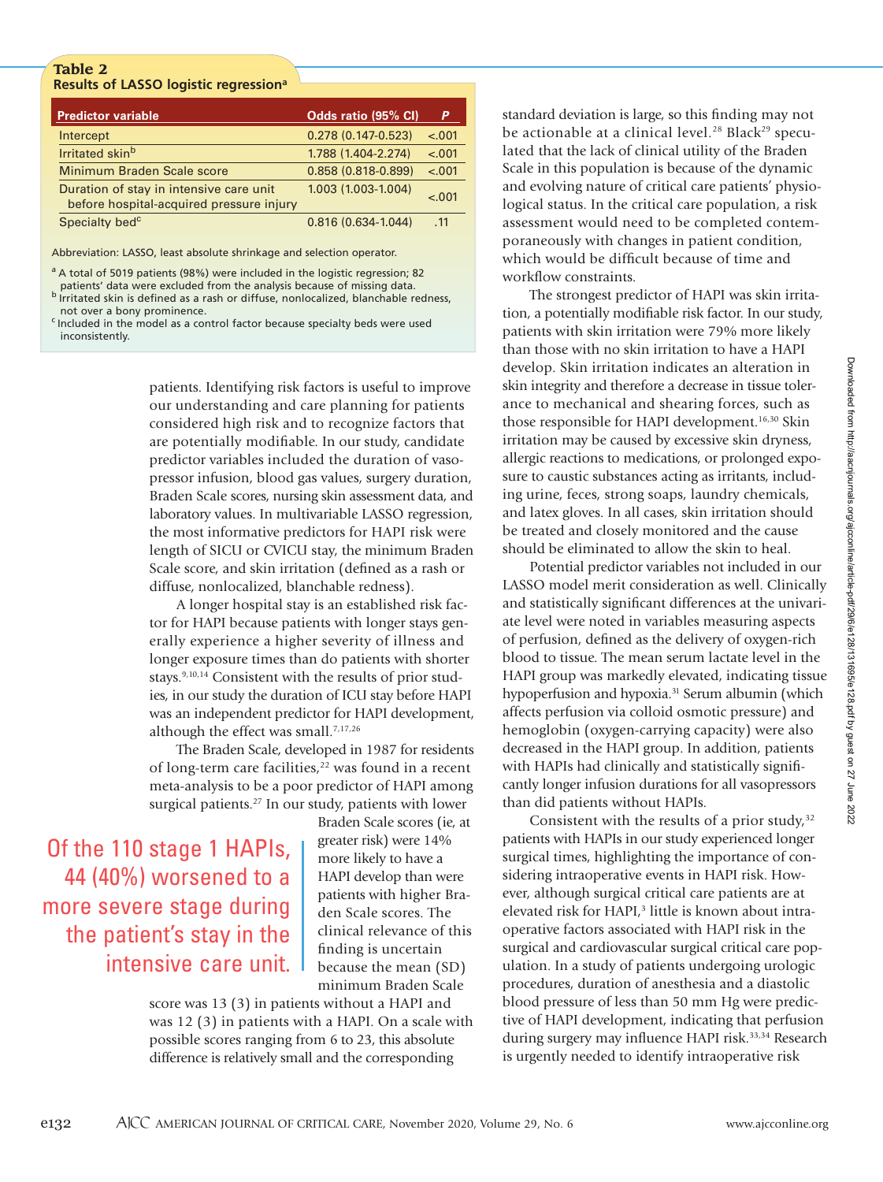**Table 2**
**Results of LASSO logistic regression[a]**

| Predictor variable | Odds ratio (95% CI) | P |
|---|---|---|
| Intercept | 0.278 (0.147-0.523) | <.001 |
| Irritated skin[b] | 1.788 (1.404-2.274) | <.001 |
| Minimum Braden Scale score | 0.858 (0.818-0.899) | <.001 |
| Duration of stay in intensive care unit before hospital-acquired pressure injury | 1.003 (1.003-1.004) | <.001 |
| Specialty bed[c] | 0.816 (0.634-1.044) | .11 |

Abbreviation: LASSO, least absolute shrinkage and selection operator.

[a] A total of 5019 patients (98%) were included in the logistic regression; 82 patients' data were excluded from the analysis because of missing data.
[b] Irritated skin is defined as a rash or diffuse, nonlocalized, blanchable redness, not over a bony prominence.
[c] Included in the model as a control factor because specialty beds were used inconsistently.

patients. Identifying risk factors is useful to improve our understanding and care planning for patients considered high risk and to recognize factors that are potentially modifiable. In our study, candidate predictor variables included the duration of vasopressor infusion, blood gas values, surgery duration, Braden Scale scores, nursing skin assessment data, and laboratory values. In multivariable LASSO regression, the most informative predictors for HAPI risk were length of SICU or CVICU stay, the minimum Braden Scale score, and skin irritation (defined as a rash or diffuse, nonlocalized, blanchable redness).

A longer hospital stay is an established risk factor for HAPI because patients with longer stays generally experience a higher severity of illness and longer exposure times than do patients with shorter stays.[9,10,14] Consistent with the results of prior studies, in our study the duration of ICU stay before HAPI was an independent predictor for HAPI development, although the effect was small.[7,17,26]

The Braden Scale, developed in 1987 for residents of long-term care facilities,[22] was found in a recent meta-analysis to be a poor predictor of HAPI among surgical patients.[27] In our study, patients with lower Braden Scale scores (ie, at greater risk) were 14% more likely to have a HAPI develop than were patients with higher Braden Scale scores. The clinical relevance of this finding is uncertain because the mean (SD) minimum Braden Scale score was 13 (3) in patients without a HAPI and was 12 (3) in patients with a HAPI. On a scale with possible scores ranging from 6 to 23, this absolute difference is relatively small and the corresponding standard deviation is large, so this finding may not be actionable at a clinical level.[28] Black[29] speculated that the lack of clinical utility of the Braden Scale in this population is because of the dynamic and evolving nature of critical care patients' physiological status. In the critical care population, a risk assessment would need to be completed contemporaneously with changes in patient condition, which would be difficult because of time and workflow constraints.

> Of the 110 stage 1 HAPIs, 44 (40%) worsened to a more severe stage during the patient's stay in the intensive care unit.

The strongest predictor of HAPI was skin irritation, a potentially modifiable risk factor. In our study, patients with skin irritation were 79% more likely than those with no skin irritation to have a HAPI develop. Skin irritation indicates an alteration in skin integrity and therefore a decrease in tissue tolerance to mechanical and shearing forces, such as those responsible for HAPI development.[16,30] Skin irritation may be caused by excessive skin dryness, allergic reactions to medications, or prolonged exposure to caustic substances acting as irritants, including urine, feces, strong soaps, laundry chemicals, and latex gloves. In all cases, skin irritation should be treated and closely monitored and the cause should be eliminated to allow the skin to heal.

Potential predictor variables not included in our LASSO model merit consideration as well. Clinically and statistically significant differences at the univariate level were noted in variables measuring aspects of perfusion, defined as the delivery of oxygen-rich blood to tissue. The mean serum lactate level in the HAPI group was markedly elevated, indicating tissue hypoperfusion and hypoxia.[31] Serum albumin (which affects perfusion via colloid osmotic pressure) and hemoglobin (oxygen-carrying capacity) were also decreased in the HAPI group. In addition, patients with HAPIs had clinically and statistically significantly longer infusion durations for all vasopressors than did patients without HAPIs.

Consistent with the results of a prior study,[32] patients with HAPIs in our study experienced longer surgical times, highlighting the importance of considering intraoperative events in HAPI risk. However, although surgical critical care patients are at elevated risk for HAPI,[3] little is known about intraoperative factors associated with HAPI risk in the surgical and cardiovascular surgical critical care population. In a study of patients undergoing urologic procedures, duration of anesthesia and a diastolic blood pressure of less than 50 mm Hg were predictive of HAPI development, indicating that perfusion during surgery may influence HAPI risk.[33,34] Research is urgently needed to identify intraoperative risk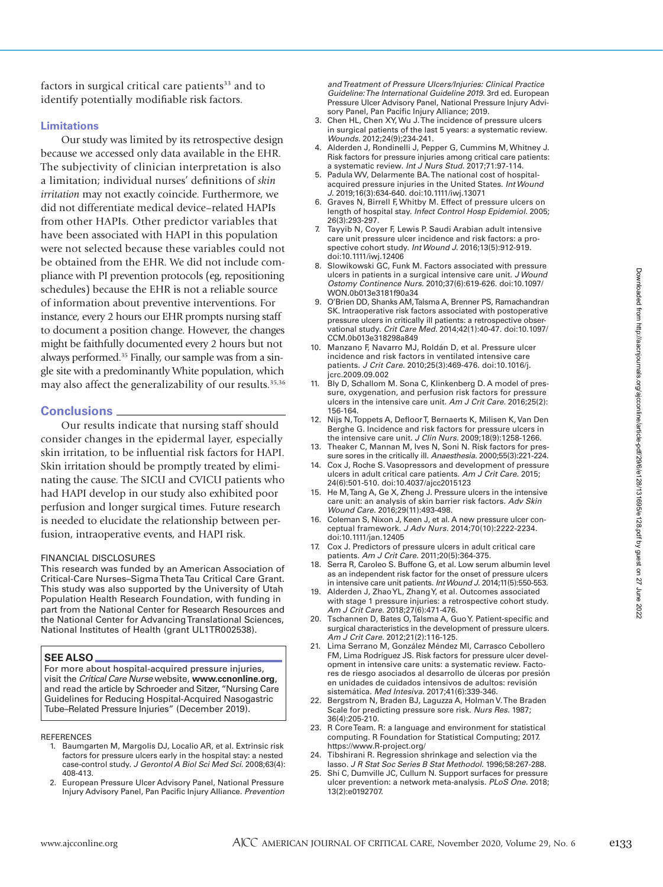factors in surgical critical care patients[33] and to identify potentially modifiable risk factors.

### Limitations

Our study was limited by its retrospective design because we accessed only data available in the EHR. The subjectivity of clinician interpretation is also a limitation; individual nurses' definitions of *skin irritation* may not exactly coincide. Furthermore, we did not differentiate medical device–related HAPIs from other HAPIs. Other predictor variables that have been associated with HAPI in this population were not selected because these variables could not be obtained from the EHR. We did not include compliance with PI prevention protocols (eg, repositioning schedules) because the EHR is not a reliable source of information about preventive interventions. For instance, every 2 hours our EHR prompts nursing staff to document a position change. However, the changes might be faithfully documented every 2 hours but not always performed.[35] Finally, our sample was from a single site with a predominantly White population, which may also affect the generalizability of our results.[35,36]

## Conclusions

Our results indicate that nursing staff should consider changes in the epidermal layer, especially skin irritation, to be influential risk factors for HAPI. Skin irritation should be promptly treated by eliminating the cause. The SICU and CVICU patients who had HAPI develop in our study also exhibited poor perfusion and longer surgical times. Future research is needed to elucidate the relationship between perfusion, intraoperative events, and HAPI risk.

FINANCIAL DISCLOSURES

This research was funded by an American Association of Critical-Care Nurses–Sigma Theta Tau Critical Care Grant. This study was also supported by the University of Utah Population Health Research Foundation, with funding in part from the National Center for Research Resources and the National Center for Advancing Translational Sciences, National Institutes of Health (grant UL1TR002538).

**SEE ALSO**

For more about hospital-acquired pressure injuries, visit the *Critical Care Nurse* website, **www.ccnonline.org**, and read the article by Schroeder and Sitzer, "Nursing Care Guidelines for Reducing Hospital-Acquired Nasogastric Tube–Related Pressure Injuries" (December 2019).

REFERENCES

1. Baumgarten M, Margolis DJ, Localio AR, et al. Extrinsic risk factors for pressure ulcers early in the hospital stay: a nested case-control study. *J Gerontol A Biol Sci Med Sci.* 2008;63(4):408-413.
2. European Pressure Ulcer Advisory Panel, National Pressure Injury Advisory Panel, Pan Pacific Injury Alliance. *Prevention and Treatment of Pressure Ulcers/Injuries: Clinical Practice Guideline: The International Guideline 2019.* 3rd ed. European Pressure Ulcer Advisory Panel, National Pressure Injury Advisory Panel, Pan Pacific Injury Alliance; 2019.
3. Chen HL, Chen XY, Wu J. The incidence of pressure ulcers in surgical patients of the last 5 years: a systematic review. *Wounds.* 2012;24(9);234-241.
4. Alderden J, Rondinelli J, Pepper G, Cummins M, Whitney J. Risk factors for pressure injuries among critical care patients: a systematic review. *Int J Nurs Stud.* 2017;71:97-114.
5. Padula WV, Delarmente BA. The national cost of hospital-acquired pressure injuries in the United States. *Int Wound J.* 2019;16(3):634-640. doi:10.1111/iwj.13071
6. Graves N, Birrell F, Whitby M. Effect of pressure ulcers on length of hospital stay. *Infect Control Hosp Epidemiol.* 2005;26(3):293-297.
7. Tayyib N, Coyer F, Lewis P. Saudi Arabian adult intensive care unit pressure ulcer incidence and risk factors: a prospective cohort study. *Int Wound J.* 2016;13(5):912-919. doi:10.1111/iwj.12406
8. Slowikowski GC, Funk M. Factors associated with pressure ulcers in patients in a surgical intensive care unit. *J Wound Ostomy Continence Nurs.* 2010;37(6):619-626. doi:10.1097/WON.0b013e3181f90a34
9. O'Brien DD, Shanks AM, Talsma A, Brenner PS, Ramachandran SK. Intraoperative risk factors associated with postoperative pressure ulcers in critically ill patients: a retrospective observational study. *Crit Care Med.* 2014;42(1):40-47. doi:10.1097/CCM.0b013e318298a849
10. Manzano F, Navarro MJ, Roldán D, et al. Pressure ulcer incidence and risk factors in ventilated intensive care patients. *J Crit Care.* 2010;25(3):469-476. doi:10.1016/j.jcrc.2009.09.002
11. Bly D, Schallom M. Sona C, Klinkenberg D. A model of pressure, oxygenation, and perfusion risk factors for pressure ulcers in the intensive care unit. *Am J Crit Care.* 2016;25(2):156-164.
12. Nijs N, Toppets A, Defloor T, Bernaerts K, Milisen K, Van Den Berghe G. Incidence and risk factors for pressure ulcers in the intensive care unit. *J Clin Nurs.* 2009;18(9):1258-1266.
13. Theaker C, Mannan M, Ives N, Soni N. Risk factors for pressure sores in the critically ill. *Anaesthesia.* 2000;55(3):221-224.
14. Cox J, Roche S. Vasopressors and development of pressure ulcers in adult critical care patients. *Am J Crit Care.* 2015;24(6):501-510. doi:10.4037/ajcc2015123
15. He M, Tang A, Ge X, Zheng J. Pressure ulcers in the intensive care unit: an analysis of skin barrier risk factors. *Adv Skin Wound Care.* 2016;29(11):493-498.
16. Coleman S, Nixon J, Keen J, et al. A new pressure ulcer conceptual framework. *J Adv Nurs.* 2014;70(10):2222-2234. doi:10.1111/jan.12405
17. Cox J. Predictors of pressure ulcers in adult critical care patients. *Am J Crit Care.* 2011;20(5):364-375.
18. Serra R, Caroleo S. Buffone G, et al. Low serum albumin level as an independent risk factor for the onset of pressure ulcers in intensive care unit patients. *Int Wound J.* 2014;11(5):550-553.
19. Alderden J, Zhao YL, Zhang Y, et al. Outcomes associated with stage 1 pressure injuries: a retrospective cohort study. *Am J Crit Care.* 2018;27(6):471-476.
20. Tschannen D, Bates O, Talsma A, Guo Y. Patient-specific and surgical characteristics in the development of pressure ulcers. *Am J Crit Care.* 2012;21(2):116-125.
21. Lima Serrano M, González Méndez MI, Carrasco Cebollero FM, Lima Rodríguez JS. Risk factors for pressure ulcer development in intensive care units: a systematic review. Factores de riesgo asociados al desarrollo de úlceras por presión en unidades de cuidados intensivos de adultos: revisión sistemática. *Med Intesiva.* 2017;41(6):339-346.
22. Bergstrom N, Braden BJ, Laguzza A, Holman V. The Braden Scale for predicting pressure sore risk. *Nurs Res.* 1987;36(4):205-210.
23. R Core Team. R: a language and environment for statistical computing. R Foundation for Statistical Computing; 2017. https://www.R-project.org/
24. Tibshirani R. Regression shrinkage and selection via the lasso. *J R Stat Soc Series B Stat Methodol.* 1996;58:267-288.
25. Shi C, Dumville JC, Cullum N. Support surfaces for pressure ulcer prevention: a network meta-analysis. *PLoS One.* 2018;13(2):e0192707.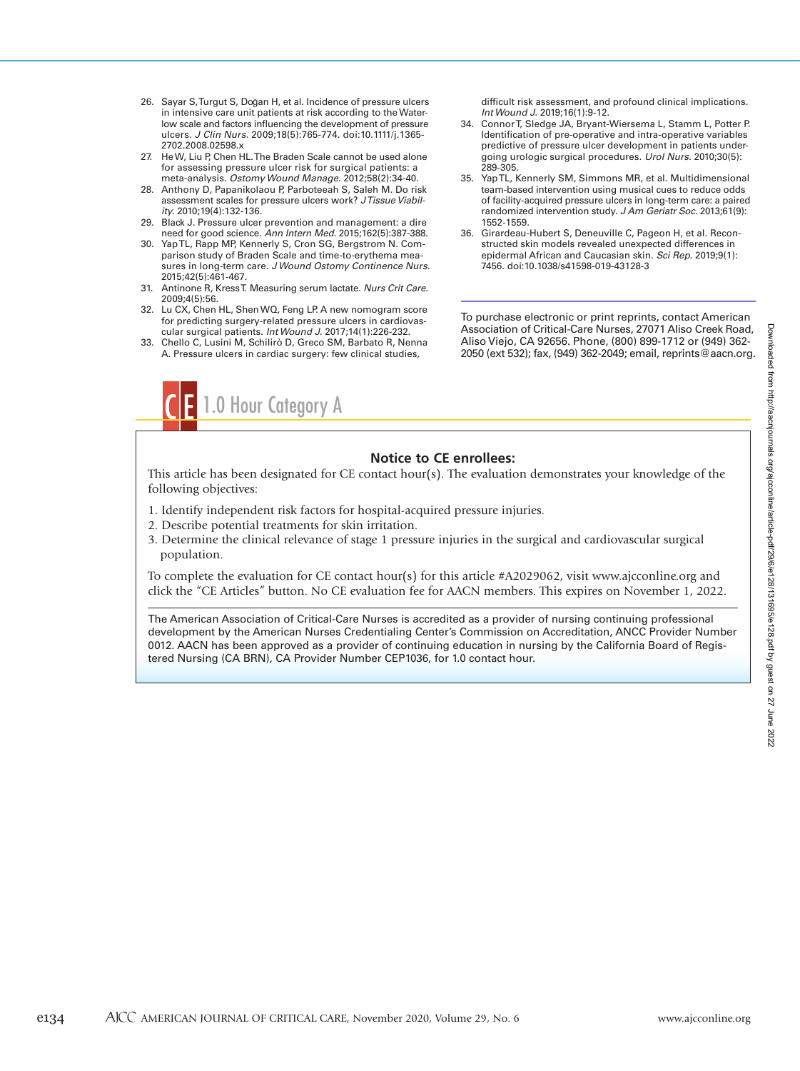26. Sayar S, Turgut S, Doğan H, et al. Incidence of pressure ulcers in intensive care unit patients at risk according to the Waterlow scale and factors influencing the development of pressure ulcers. *J Clin Nurs.* 2009;18(5):765-774. doi:10.1111/j.1365-2702.2008.02598.x
27. He W, Liu P, Chen HL. The Braden Scale cannot be used alone for assessing pressure ulcer risk for surgical patients: a meta-analysis. *Ostomy Wound Manage.* 2012;58(2):34-40.
28. Anthony D, Papanikolaou P, Parboteeah S, Saleh M. Do risk assessment scales for pressure ulcers work? *J Tissue Viability.* 2010;19(4):132-136.
29. Black J. Pressure ulcer prevention and management: a dire need for good science. *Ann Intern Med.* 2015;162(5):387-388.
30. Yap TL, Rapp MP, Kennerly S, Cron SG, Bergstrom N. Comparison study of Braden Scale and time-to-erythema measures in long-term care. *J Wound Ostomy Continence Nurs.* 2015;42(5):461-467.
31. Antinone R, Kress T. Measuring serum lactate. *Nurs Crit Care.* 2009;4(5):56.
32. Lu CX, Chen HL, Shen WQ, Feng LP. A new nomogram score for predicting surgery-related pressure ulcers in cardiovascular surgical patients. *Int Wound J.* 2017;14(1):226-232.
33. Chello C, Lusini M, Schilirò D, Greco SM, Barbato R, Nenna A. Pressure ulcers in cardiac surgery: few clinical studies, difficult risk assessment, and profound clinical implications. *Int Wound J.* 2019;16(1):9-12.
34. Connor T, Sledge JA, Bryant-Wiersema L, Stamm L, Potter P. Identification of pre-operative and intra-operative variables predictive of pressure ulcer development in patients undergoing urologic surgical procedures. *Urol Nurs.* 2010;30(5):289-305.
35. Yap TL, Kennerly SM, Simmons MR, et al. Multidimensional team-based intervention using musical cues to reduce odds of facility-acquired pressure ulcers in long-term care: a paired randomized intervention study. *J Am Geriatr Soc.* 2013;61(9):1552-1559.
36. Girardeau-Hubert S, Deneuville C, Pageon H, et al. Reconstructed skin models revealed unexpected differences in epidermal African and Caucasian skin. *Sci Rep.* 2019;9(1):7456. doi:10.1038/s41598-019-43128-3

To purchase electronic or print reprints, contact American Association of Critical-Care Nurses, 27071 Aliso Creek Road, Aliso Viejo, CA 92656. Phone, (800) 899-1712 or (949) 362-2050 (ext 532); fax, (949) 362-2049; email, reprints@aacn.org.

## CE 1.0 Hour Category A

**Notice to CE enrollees:**

This article has been designated for CE contact hour(s). The evaluation demonstrates your knowledge of the following objectives:

1. Identify independent risk factors for hospital-acquired pressure injuries.
2. Describe potential treatments for skin irritation.
3. Determine the clinical relevance of stage 1 pressure injuries in the surgical and cardiovascular surgical population.

To complete the evaluation for CE contact hour(s) for this article #A2029062, visit www.ajcconline.org and click the "CE Articles" button. No CE evaluation fee for AACN members. This expires on November 1, 2022.

The American Association of Critical-Care Nurses is accredited as a provider of nursing continuing professional development by the American Nurses Credentialing Center's Commission on Accreditation, ANCC Provider Number 0012. AACN has been approved as a provider of continuing education in nursing by the California Board of Registered Nursing (CA BRN), CA Provider Number CEP1036, for 1.0 contact hour.